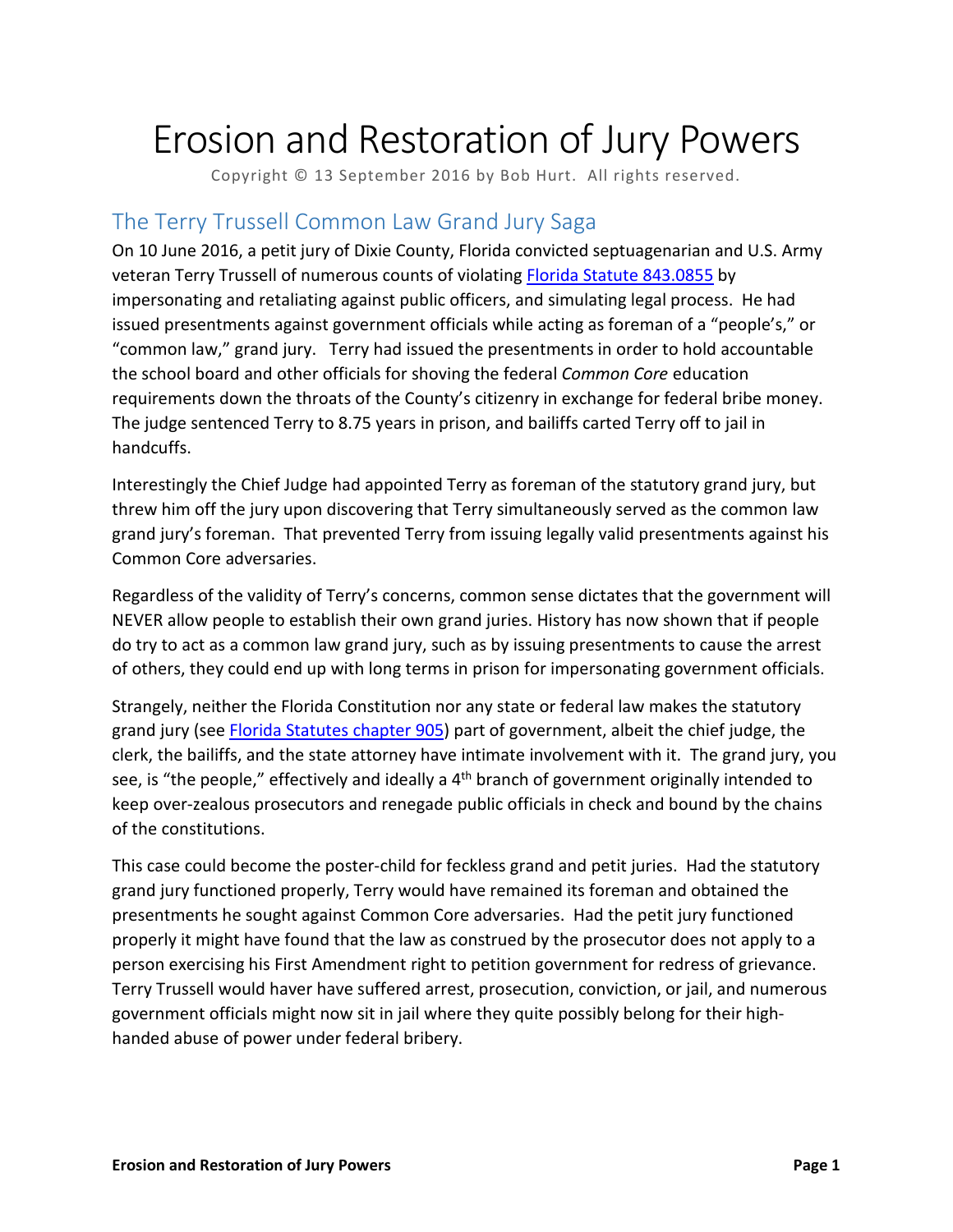# Erosion and Restoration of Jury Powers

Copyright © 13 September 2016 by Bob Hurt. All rights reserved.

## The Terry Trussell Common Law Grand Jury Saga

On 10 June 2016, a petit jury of Dixie County, Florida convicted septuagenarian and U.S. Army veteran Terry Trussell of numerous counts of violating [Florida Statute 843.0855](Florida Statute 843.0855) by impersonating and retaliating against public officers, and simulating legal process. He had issued presentments against government officials while acting as foreman of a "people's," or "common law," grand jury. Terry had issued the presentments in order to hold accountable the school board and other officials for shoving the federal *Common Core* education requirements down the throats of the County's citizenry in exchange for federal bribe money. The judge sentenced Terry to 8.75 years in prison, and bailiffs carted Terry off to jail in handcuffs.

Interestingly the Chief Judge had appointed Terry as foreman of the statutory grand jury, but threw him off the jury upon discovering that Terry simultaneously served as the common law grand jury's foreman. That prevented Terry from issuing legally valid presentments against his Common Core adversaries.

Regardless of the validity of Terry's concerns, common sense dictates that the government will NEVER allow people to establish their own grand juries. History has now shown that if people do try to act as a common law grand jury, such as by issuing presentments to cause the arrest of others, they could end up with long terms in prison for impersonating government officials.

Strangely, neither the Florida Constitution nor any state or federal law makes the statutory grand jury (see [Florida Statutes chapter 905](Florida Statutes chapter 905)) part of government, albeit the chief judge, the clerk, the bailiffs, and the state attorney have intimate involvement with it. The grand jury, you see, is "the people," effectively and ideally a 4th branch of government originally intended to keep over-zealous prosecutors and renegade public officials in check and bound by the chains of the constitutions.

This case could become the poster-child for feckless grand and petit juries. Had the statutory grand jury functioned properly, Terry would have remained its foreman and obtained the presentments he sought against Common Core adversaries. Had the petit jury functioned properly it might have found that the law as construed by the prosecutor does not apply to a person exercising his First Amendment right to petition government for redress of grievance. Terry Trussell would haver have suffered arrest, prosecution, conviction, or jail, and numerous government officials might now sit in jail where they quite possibly belong for their high-handed abuse of power under federal bribery.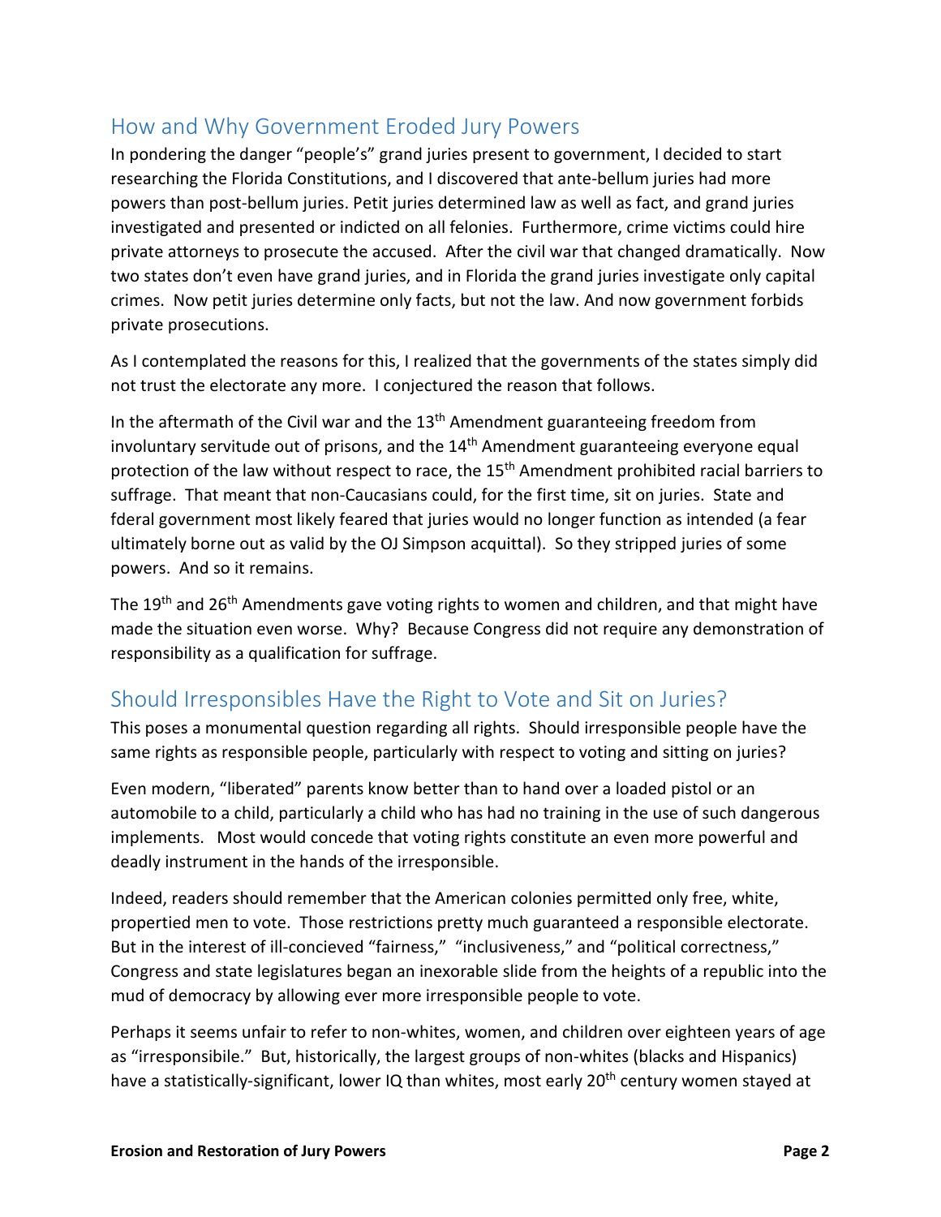## How and Why Government Eroded Jury Powers

In pondering the danger "people's" grand juries present to government, I decided to start researching the Florida Constitutions, and I discovered that ante-bellum juries had more powers than post-bellum juries. Petit juries determined law as well as fact, and grand juries investigated and presented or indicted on all felonies. Furthermore, crime victims could hire private attorneys to prosecute the accused. After the civil war that changed dramatically. Now two states don't even have grand juries, and in Florida the grand juries investigate only capital crimes. Now petit juries determine only facts, but not the law. And now government forbids private prosecutions.

As I contemplated the reasons for this, I realized that the governments of the states simply did not trust the electorate any more. I conjectured the reason that follows.

In the aftermath of the Civil war and the 13th Amendment guaranteeing freedom from involuntary servitude out of prisons, and the 14th Amendment guaranteeing everyone equal protection of the law without respect to race, the 15th Amendment prohibited racial barriers to suffrage. That meant that non-Caucasians could, for the first time, sit on juries. State and fderal government most likely feared that juries would no longer function as intended (a fear ultimately borne out as valid by the OJ Simpson acquittal). So they stripped juries of some powers. And so it remains.

The 19th and 26th Amendments gave voting rights to women and children, and that might have made the situation even worse. Why? Because Congress did not require any demonstration of responsibility as a qualification for suffrage.

## Should Irresponsibles Have the Right to Vote and Sit on Juries?

This poses a monumental question regarding all rights. Should irresponsible people have the same rights as responsible people, particularly with respect to voting and sitting on juries?

Even modern, "liberated" parents know better than to hand over a loaded pistol or an automobile to a child, particularly a child who has had no training in the use of such dangerous implements. Most would concede that voting rights constitute an even more powerful and deadly instrument in the hands of the irresponsible.

Indeed, readers should remember that the American colonies permitted only free, white, propertied men to vote. Those restrictions pretty much guaranteed a responsible electorate. But in the interest of ill-concieved "fairness," "inclusiveness," and "political correctness," Congress and state legislatures began an inexorable slide from the heights of a republic into the mud of democracy by allowing ever more irresponsible people to vote.

Perhaps it seems unfair to refer to non-whites, women, and children over eighteen years of age as "irresponsibile." But, historically, the largest groups of non-whites (blacks and Hispanics) have a statistically-significant, lower IQ than whites, most early 20th century women stayed at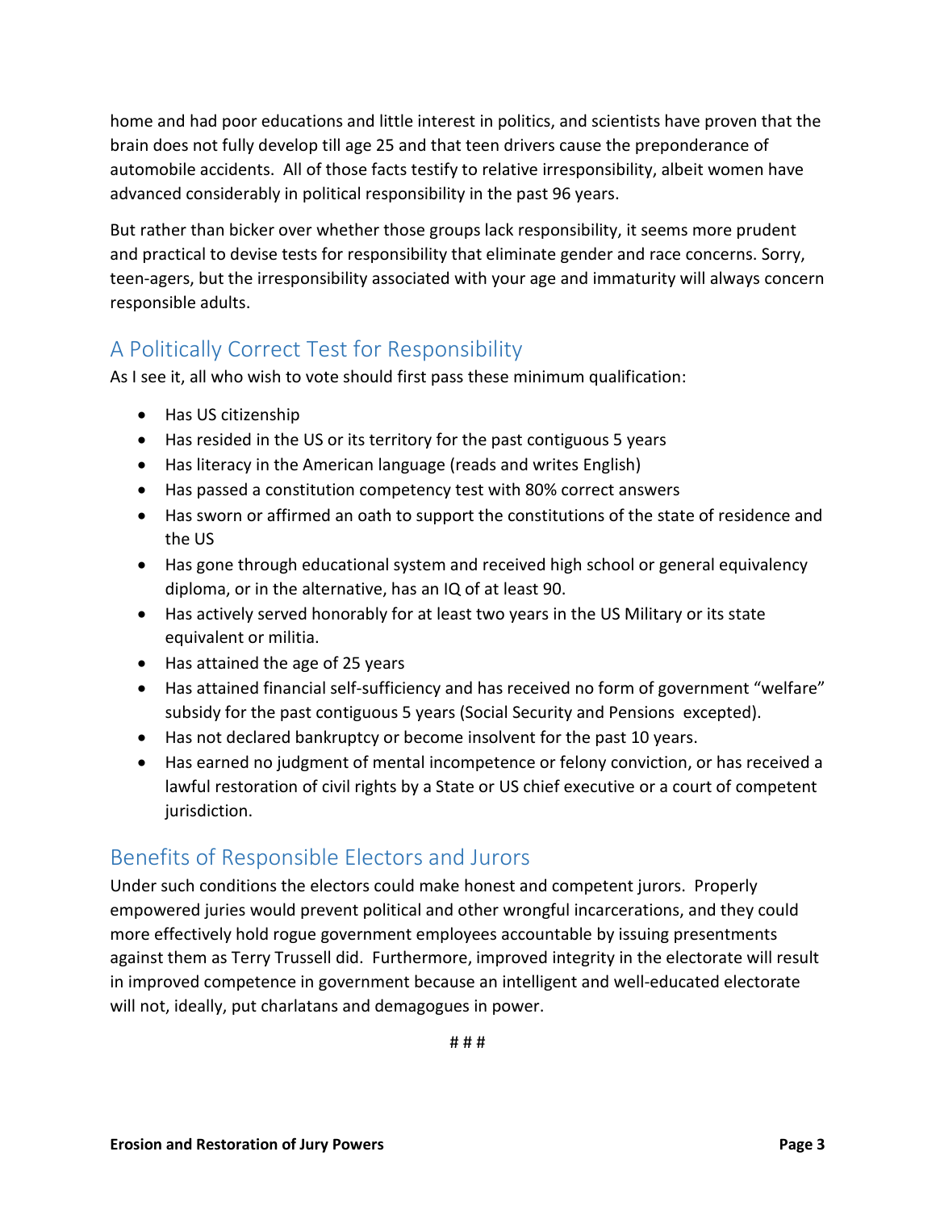home and had poor educations and little interest in politics, and scientists have proven that the brain does not fully develop till age 25 and that teen drivers cause the preponderance of automobile accidents. All of those facts testify to relative irresponsibility, albeit women have advanced considerably in political responsibility in the past 96 years.

But rather than bicker over whether those groups lack responsibility, it seems more prudent and practical to devise tests for responsibility that eliminate gender and race concerns. Sorry, teen-agers, but the irresponsibility associated with your age and immaturity will always concern responsible adults.

## A Politically Correct Test for Responsibility

As I see it, all who wish to vote should first pass these minimum qualification:

- Has US citizenship
- Has resided in the US or its territory for the past contiguous 5 years
- Has literacy in the American language (reads and writes English)
- Has passed a constitution competency test with 80% correct answers
- Has sworn or affirmed an oath to support the constitutions of the state of residence and the US
- Has gone through educational system and received high school or general equivalency diploma, or in the alternative, has an IQ of at least 90.
- Has actively served honorably for at least two years in the US Military or its state equivalent or militia.
- Has attained the age of 25 years
- Has attained financial self-sufficiency and has received no form of government "welfare" subsidy for the past contiguous 5 years (Social Security and Pensions excepted).
- Has not declared bankruptcy or become insolvent for the past 10 years.
- Has earned no judgment of mental incompetence or felony conviction, or has received a lawful restoration of civil rights by a State or US chief executive or a court of competent jurisdiction.

## Benefits of Responsible Electors and Jurors

Under such conditions the electors could make honest and competent jurors. Properly empowered juries would prevent political and other wrongful incarcerations, and they could more effectively hold rogue government employees accountable by issuing presentments against them as Terry Trussell did. Furthermore, improved integrity in the electorate will result in improved competence in government because an intelligent and well-educated electorate will not, ideally, put charlatans and demagogues in power.

# # #